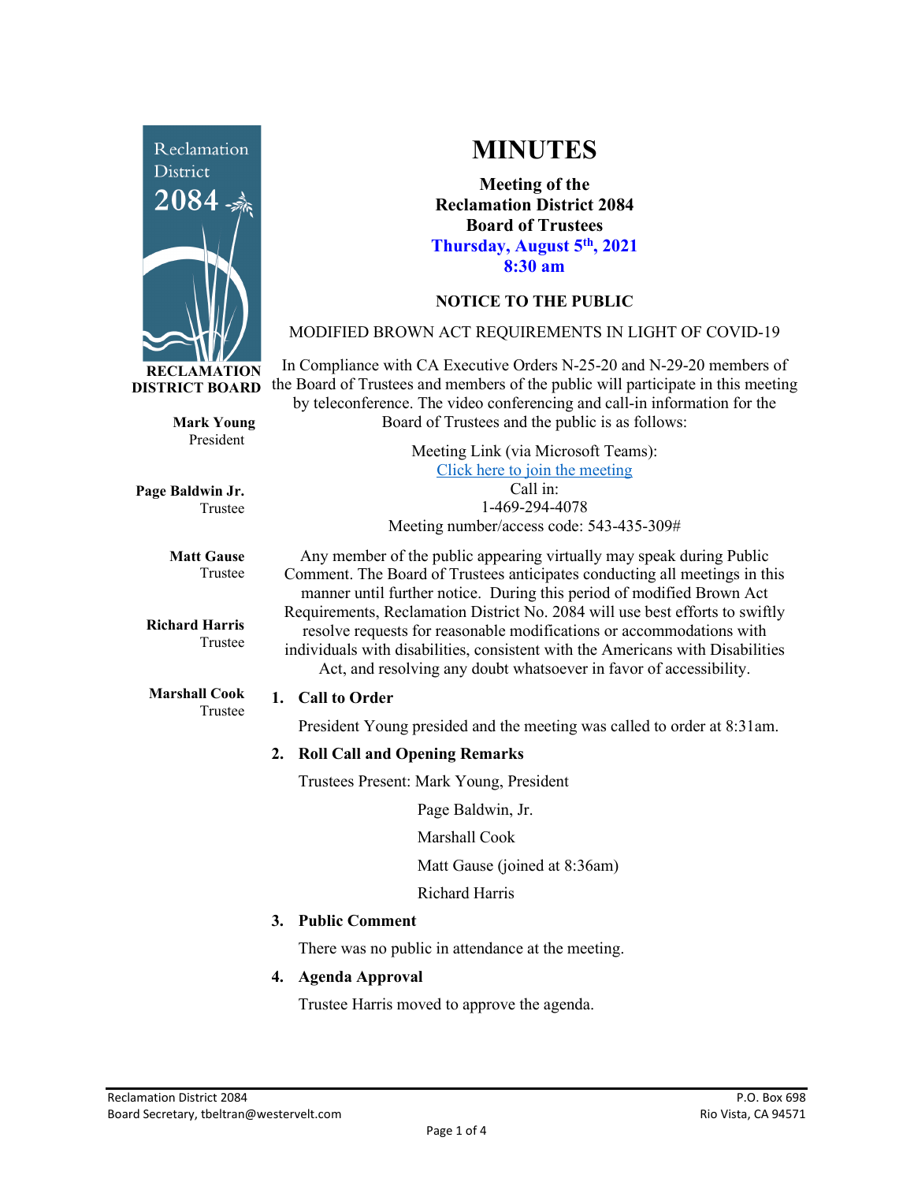Reclamation District 2084

**RECLAMATION DISTRICT BOARD**

**Mark Young**
President

**Page Baldwin Jr.**
Trustee

**Matt Gause**
Trustee

**Richard Harris**
Trustee

**Marshall Cook**
Trustee

# MINUTES

**Meeting of the**
**Reclamation District 2084**
**Board of Trustees**
**Thursday, August 5th, 2021**
**8:30 am**

**NOTICE TO THE PUBLIC**

MODIFIED BROWN ACT REQUIREMENTS IN LIGHT OF COVID-19

In Compliance with CA Executive Orders N-25-20 and N-29-20 members of the Board of Trustees and members of the public will participate in this meeting by teleconference. The video conferencing and call-in information for the Board of Trustees and the public is as follows:

Meeting Link (via Microsoft Teams):
Click here to join the meeting
Call in:
1-469-294-4078
Meeting number/access code: 543-435-309#

Any member of the public appearing virtually may speak during Public Comment. The Board of Trustees anticipates conducting all meetings in this manner until further notice. During this period of modified Brown Act Requirements, Reclamation District No. 2084 will use best efforts to swiftly resolve requests for reasonable modifications or accommodations with individuals with disabilities, consistent with the Americans with Disabilities Act, and resolving any doubt whatsoever in favor of accessibility.

1. **Call to Order**

   President Young presided and the meeting was called to order at 8:31am.

2. **Roll Call and Opening Remarks**

   Trustees Present: Mark Young, President

   Page Baldwin, Jr.

   Marshall Cook

   Matt Gause (joined at 8:36am)

   Richard Harris

3. **Public Comment**

   There was no public in attendance at the meeting.

4. **Agenda Approval**

   Trustee Harris moved to approve the agenda.

Reclamation District 2084
Board Secretary, tbeltran@westervelt.com

P.O. Box 698
Rio Vista, CA 94571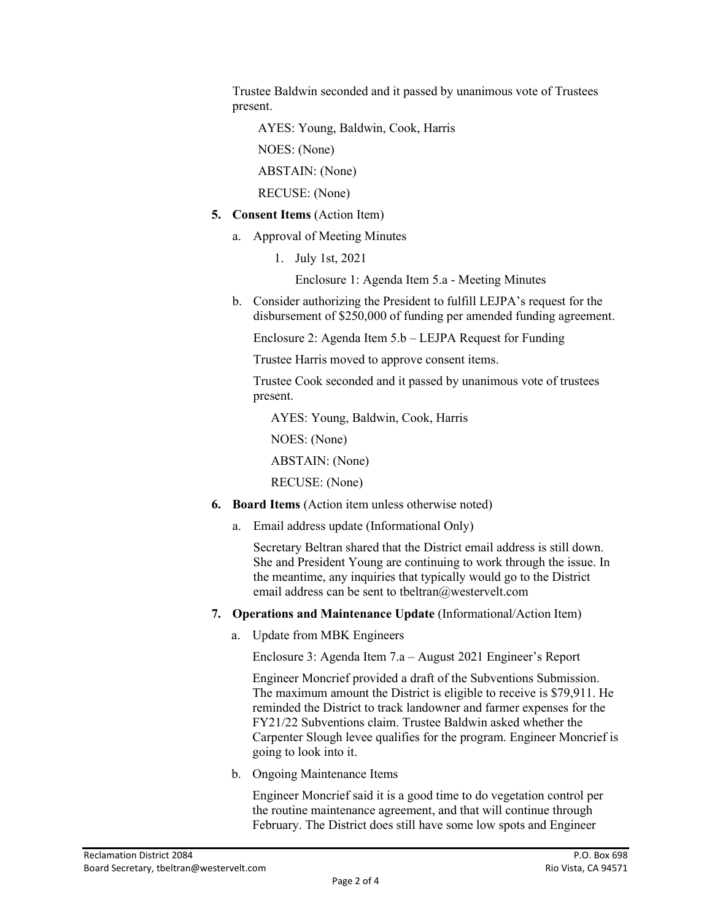Trustee Baldwin seconded and it passed by unanimous vote of Trustees present.

AYES: Young, Baldwin, Cook, Harris

NOES: (None)

ABSTAIN: (None)

RECUSE: (None)

5. **Consent Items** (Action Item)

   a. Approval of Meeting Minutes

      1. July 1st, 2021

         Enclosure 1: Agenda Item 5.a - Meeting Minutes

   b. Consider authorizing the President to fulfill LEJPA's request for the disbursement of $250,000 of funding per amended funding agreement.

      Enclosure 2: Agenda Item 5.b – LEJPA Request for Funding

      Trustee Harris moved to approve consent items.

      Trustee Cook seconded and it passed by unanimous vote of trustees present.

      AYES: Young, Baldwin, Cook, Harris

      NOES: (None)

      ABSTAIN: (None)

      RECUSE: (None)

6. **Board Items** (Action item unless otherwise noted)

   a. Email address update (Informational Only)

      Secretary Beltran shared that the District email address is still down. She and President Young are continuing to work through the issue. In the meantime, any inquiries that typically would go to the District email address can be sent to tbeltran@westervelt.com

7. **Operations and Maintenance Update** (Informational/Action Item)

   a. Update from MBK Engineers

      Enclosure 3: Agenda Item 7.a – August 2021 Engineer's Report

      Engineer Moncrief provided a draft of the Subventions Submission. The maximum amount the District is eligible to receive is $79,911. He reminded the District to track landowner and farmer expenses for the FY21/22 Subventions claim. Trustee Baldwin asked whether the Carpenter Slough levee qualifies for the program. Engineer Moncrief is going to look into it.

   b. Ongoing Maintenance Items

      Engineer Moncrief said it is a good time to do vegetation control per the routine maintenance agreement, and that will continue through February. The District does still have some low spots and Engineer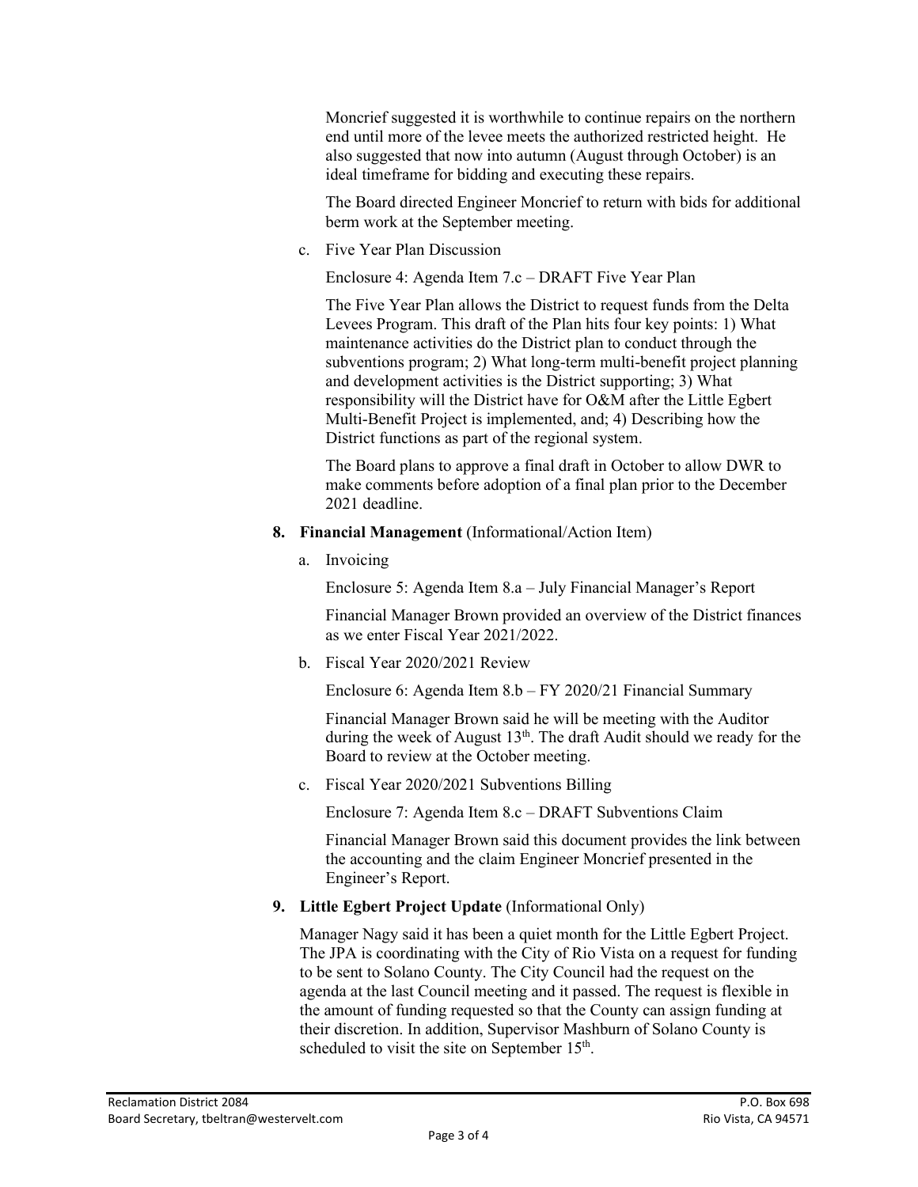Moncrief suggested it is worthwhile to continue repairs on the northern end until more of the levee meets the authorized restricted height. He also suggested that now into autumn (August through October) is an ideal timeframe for bidding and executing these repairs.

The Board directed Engineer Moncrief to return with bids for additional berm work at the September meeting.

c. Five Year Plan Discussion

Enclosure 4: Agenda Item 7.c – DRAFT Five Year Plan

The Five Year Plan allows the District to request funds from the Delta Levees Program. This draft of the Plan hits four key points: 1) What maintenance activities do the District plan to conduct through the subventions program; 2) What long-term multi-benefit project planning and development activities is the District supporting; 3) What responsibility will the District have for O&M after the Little Egbert Multi-Benefit Project is implemented, and; 4) Describing how the District functions as part of the regional system.

The Board plans to approve a final draft in October to allow DWR to make comments before adoption of a final plan prior to the December 2021 deadline.

**8. Financial Management** (Informational/Action Item)

a. Invoicing

Enclosure 5: Agenda Item 8.a – July Financial Manager's Report

Financial Manager Brown provided an overview of the District finances as we enter Fiscal Year 2021/2022.

b. Fiscal Year 2020/2021 Review

Enclosure 6: Agenda Item 8.b – FY 2020/21 Financial Summary

Financial Manager Brown said he will be meeting with the Auditor during the week of August 13th. The draft Audit should we ready for the Board to review at the October meeting.

c. Fiscal Year 2020/2021 Subventions Billing

Enclosure 7: Agenda Item 8.c – DRAFT Subventions Claim

Financial Manager Brown said this document provides the link between the accounting and the claim Engineer Moncrief presented in the Engineer's Report.

**9. Little Egbert Project Update** (Informational Only)

Manager Nagy said it has been a quiet month for the Little Egbert Project. The JPA is coordinating with the City of Rio Vista on a request for funding to be sent to Solano County. The City Council had the request on the agenda at the last Council meeting and it passed. The request is flexible in the amount of funding requested so that the County can assign funding at their discretion. In addition, Supervisor Mashburn of Solano County is scheduled to visit the site on September 15th.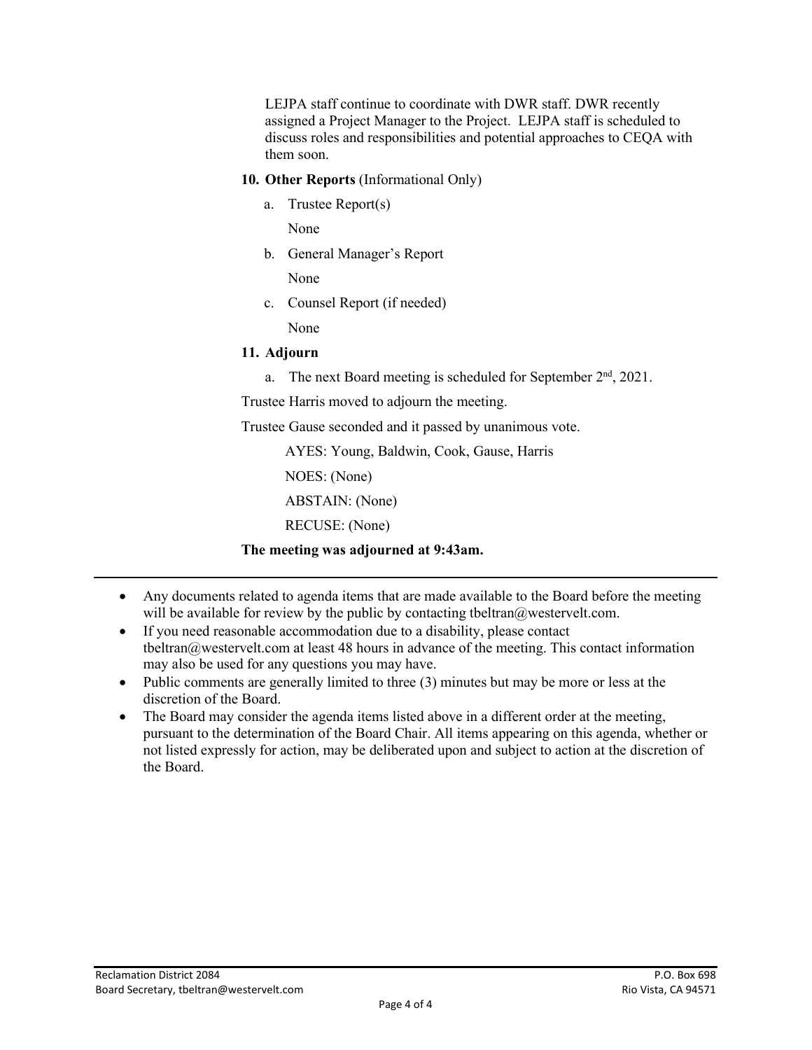LEJPA staff continue to coordinate with DWR staff. DWR recently assigned a Project Manager to the Project. LEJPA staff is scheduled to discuss roles and responsibilities and potential approaches to CEQA with them soon.

**10. Other Reports** (Informational Only)

a. Trustee Report(s)

None

b. General Manager's Report

None

c. Counsel Report (if needed)

None

**11. Adjourn**

a. The next Board meeting is scheduled for September 2nd, 2021.

Trustee Harris moved to adjourn the meeting.

Trustee Gause seconded and it passed by unanimous vote.

AYES: Young, Baldwin, Cook, Gause, Harris

NOES: (None)

ABSTAIN: (None)

RECUSE: (None)

**The meeting was adjourned at 9:43am.**

---

- Any documents related to agenda items that are made available to the Board before the meeting will be available for review by the public by contacting tbeltran@westervelt.com.
- If you need reasonable accommodation due to a disability, please contact tbeltran@westervelt.com at least 48 hours in advance of the meeting. This contact information may also be used for any questions you may have.
- Public comments are generally limited to three (3) minutes but may be more or less at the discretion of the Board.
- The Board may consider the agenda items listed above in a different order at the meeting, pursuant to the determination of the Board Chair. All items appearing on this agenda, whether or not listed expressly for action, may be deliberated upon and subject to action at the discretion of the Board.